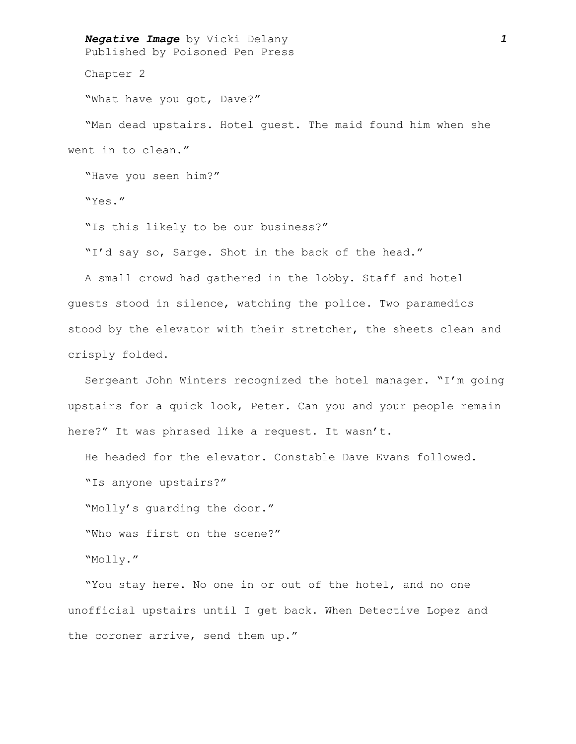***Negative Image*** by Vicki Delany
Published by Poisoned Pen Press

## Chapter 2

"What have you got, Dave?"

"Man dead upstairs. Hotel guest. The maid found him when she went in to clean."

"Have you seen him?"

"Yes."

"Is this likely to be our business?"

"I'd say so, Sarge. Shot in the back of the head."

A small crowd had gathered in the lobby. Staff and hotel guests stood in silence, watching the police. Two paramedics stood by the elevator with their stretcher, the sheets clean and crisply folded.

Sergeant John Winters recognized the hotel manager. "I'm going upstairs for a quick look, Peter. Can you and your people remain here?" It was phrased like a request. It wasn't.

He headed for the elevator. Constable Dave Evans followed.

"Is anyone upstairs?"

"Molly's guarding the door."

"Who was first on the scene?"

"Molly."

"You stay here. No one in or out of the hotel, and no one unofficial upstairs until I get back. When Detective Lopez and the coroner arrive, send them up."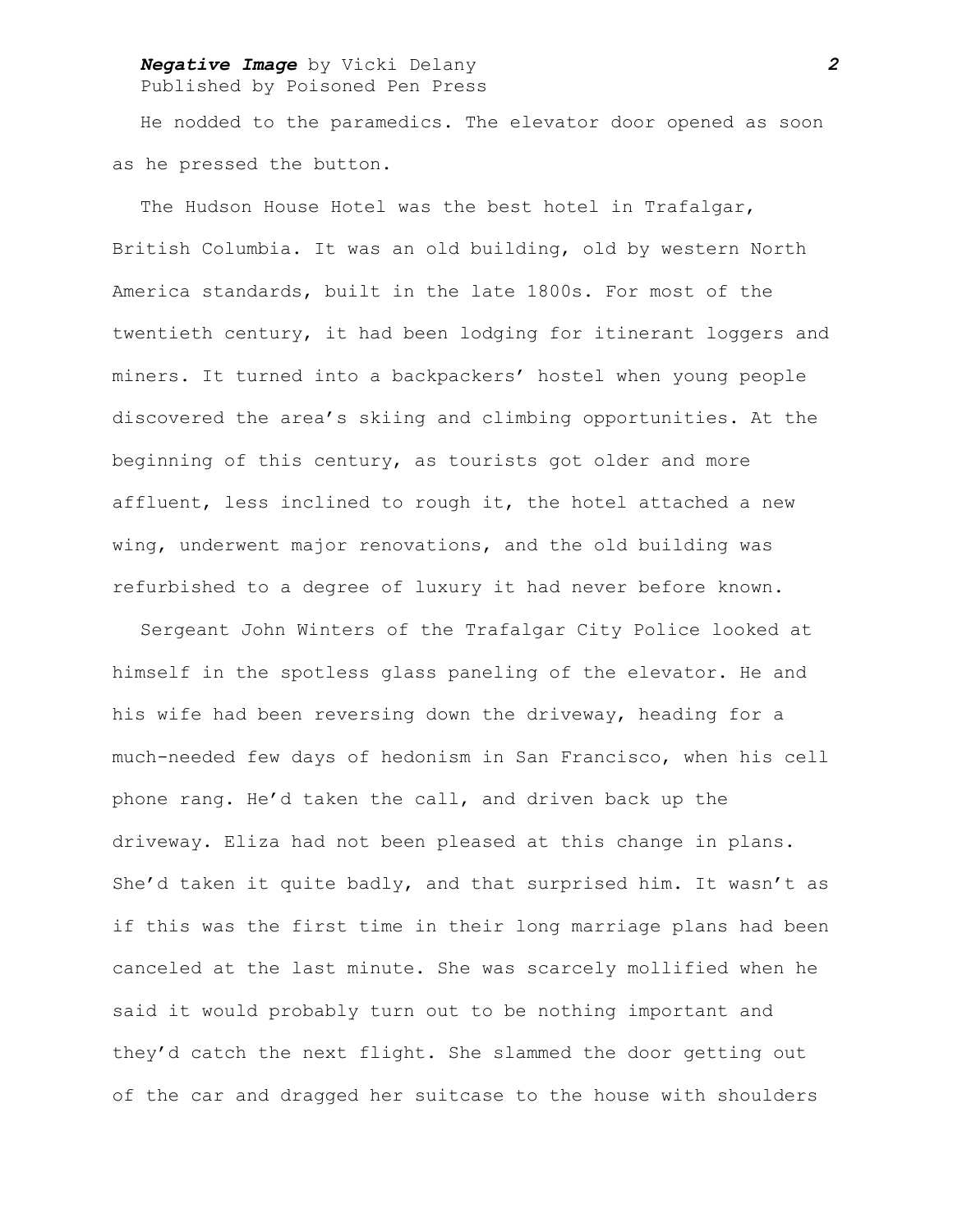He nodded to the paramedics. The elevator door opened as soon as he pressed the button.

The Hudson House Hotel was the best hotel in Trafalgar, British Columbia. It was an old building, old by western North America standards, built in the late 1800s. For most of the twentieth century, it had been lodging for itinerant loggers and miners. It turned into a backpackers' hostel when young people discovered the area's skiing and climbing opportunities. At the beginning of this century, as tourists got older and more affluent, less inclined to rough it, the hotel attached a new wing, underwent major renovations, and the old building was refurbished to a degree of luxury it had never before known.

Sergeant John Winters of the Trafalgar City Police looked at himself in the spotless glass paneling of the elevator. He and his wife had been reversing down the driveway, heading for a much-needed few days of hedonism in San Francisco, when his cell phone rang. He'd taken the call, and driven back up the driveway. Eliza had not been pleased at this change in plans. She'd taken it quite badly, and that surprised him. It wasn't as if this was the first time in their long marriage plans had been canceled at the last minute. She was scarcely mollified when he said it would probably turn out to be nothing important and they'd catch the next flight. She slammed the door getting out of the car and dragged her suitcase to the house with shoulders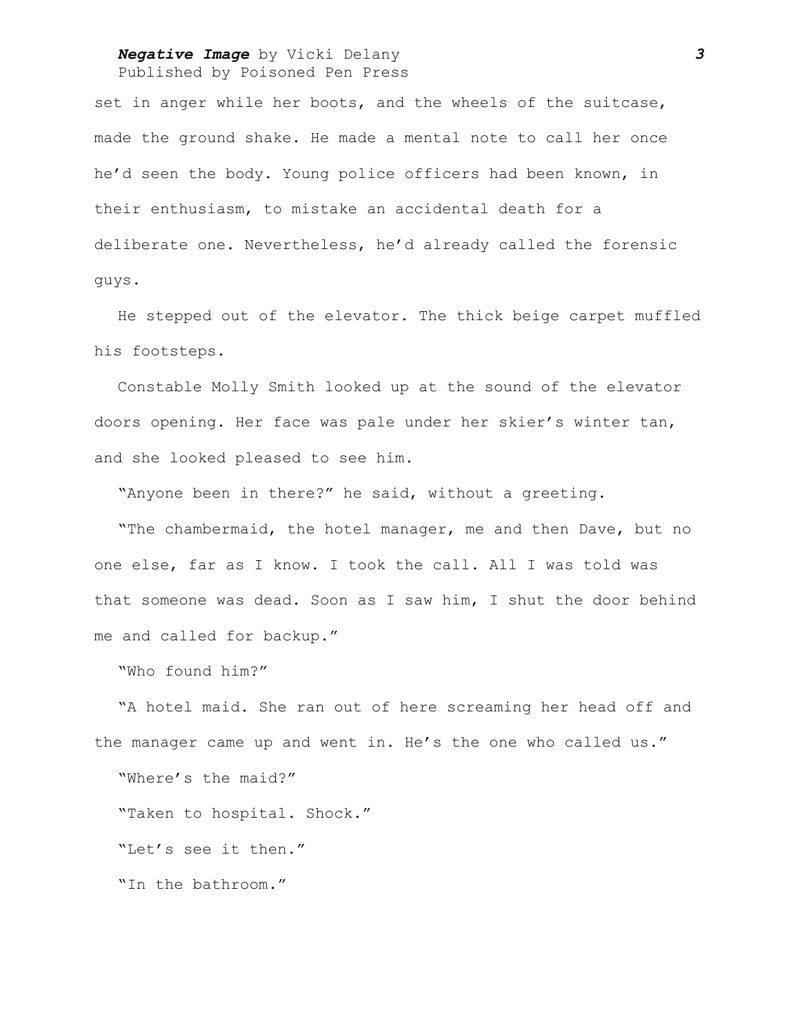set in anger while her boots, and the wheels of the suitcase, made the ground shake. He made a mental note to call her once he'd seen the body. Young police officers had been known, in their enthusiasm, to mistake an accidental death for a deliberate one. Nevertheless, he'd already called the forensic guys.

He stepped out of the elevator. The thick beige carpet muffled his footsteps.

Constable Molly Smith looked up at the sound of the elevator doors opening. Her face was pale under her skier's winter tan, and she looked pleased to see him.

"Anyone been in there?" he said, without a greeting.

"The chambermaid, the hotel manager, me and then Dave, but no one else, far as I know. I took the call. All I was told was that someone was dead. Soon as I saw him, I shut the door behind me and called for backup."

"Who found him?"

"A hotel maid. She ran out of here screaming her head off and the manager came up and went in. He's the one who called us."

"Where's the maid?"

"Taken to hospital. Shock."

"Let's see it then."

"In the bathroom."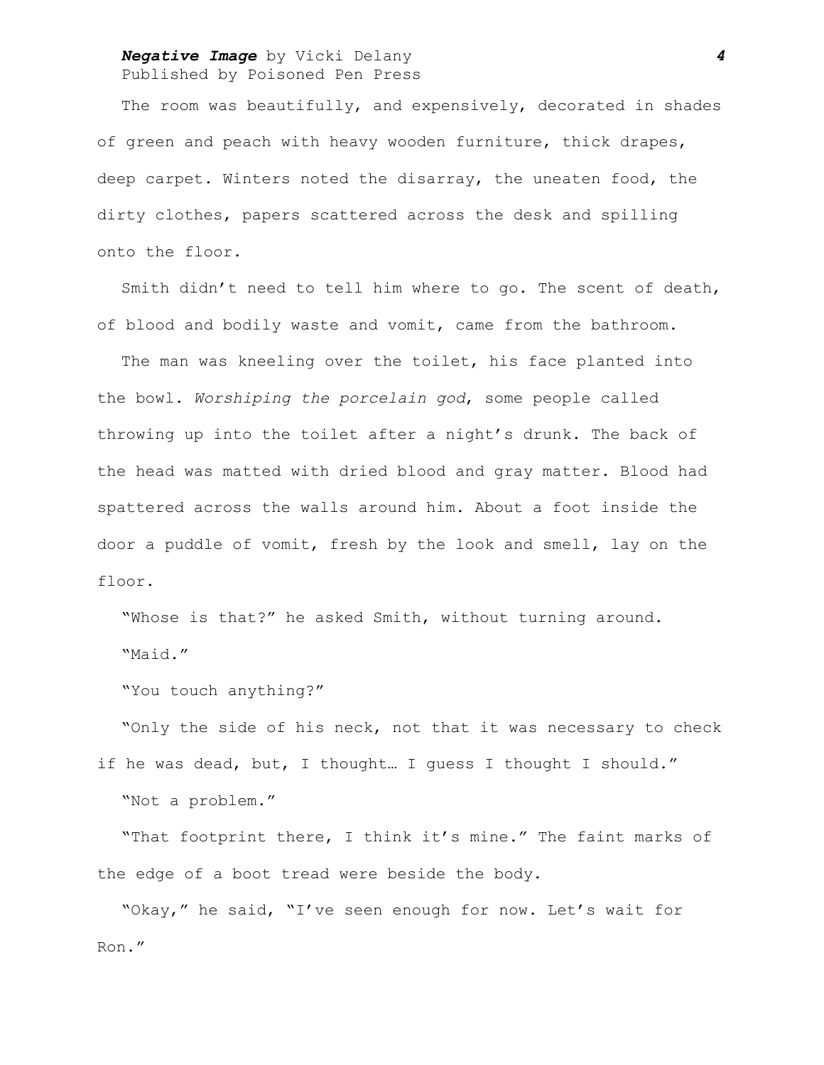The room was beautifully, and expensively, decorated in shades of green and peach with heavy wooden furniture, thick drapes, deep carpet. Winters noted the disarray, the uneaten food, the dirty clothes, papers scattered across the desk and spilling onto the floor.

Smith didn't need to tell him where to go. The scent of death, of blood and bodily waste and vomit, came from the bathroom.

The man was kneeling over the toilet, his face planted into the bowl. *Worshiping the porcelain god*, some people called throwing up into the toilet after a night's drunk. The back of the head was matted with dried blood and gray matter. Blood had spattered across the walls around him. About a foot inside the door a puddle of vomit, fresh by the look and smell, lay on the floor.

"Whose is that?" he asked Smith, without turning around.

"Maid."

"You touch anything?"

"Only the side of his neck, not that it was necessary to check if he was dead, but, I thought… I guess I thought I should."

"Not a problem."

"That footprint there, I think it's mine." The faint marks of the edge of a boot tread were beside the body.

"Okay," he said, "I've seen enough for now. Let's wait for Ron."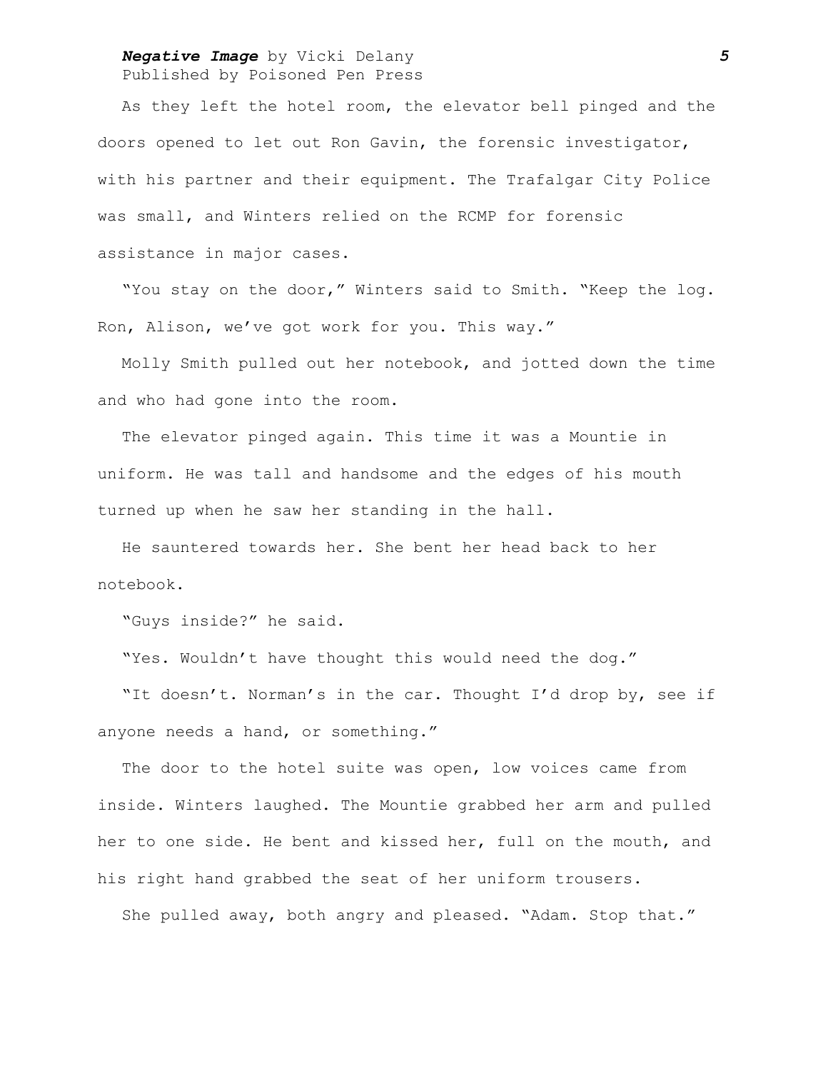As they left the hotel room, the elevator bell pinged and the doors opened to let out Ron Gavin, the forensic investigator, with his partner and their equipment. The Trafalgar City Police was small, and Winters relied on the RCMP for forensic assistance in major cases.

"You stay on the door," Winters said to Smith. "Keep the log. Ron, Alison, we've got work for you. This way."

Molly Smith pulled out her notebook, and jotted down the time and who had gone into the room.

The elevator pinged again. This time it was a Mountie in uniform. He was tall and handsome and the edges of his mouth turned up when he saw her standing in the hall.

He sauntered towards her. She bent her head back to her notebook.

"Guys inside?" he said.

"Yes. Wouldn't have thought this would need the dog."

"It doesn't. Norman's in the car. Thought I'd drop by, see if anyone needs a hand, or something."

The door to the hotel suite was open, low voices came from inside. Winters laughed. The Mountie grabbed her arm and pulled her to one side. He bent and kissed her, full on the mouth, and his right hand grabbed the seat of her uniform trousers.

She pulled away, both angry and pleased. "Adam. Stop that."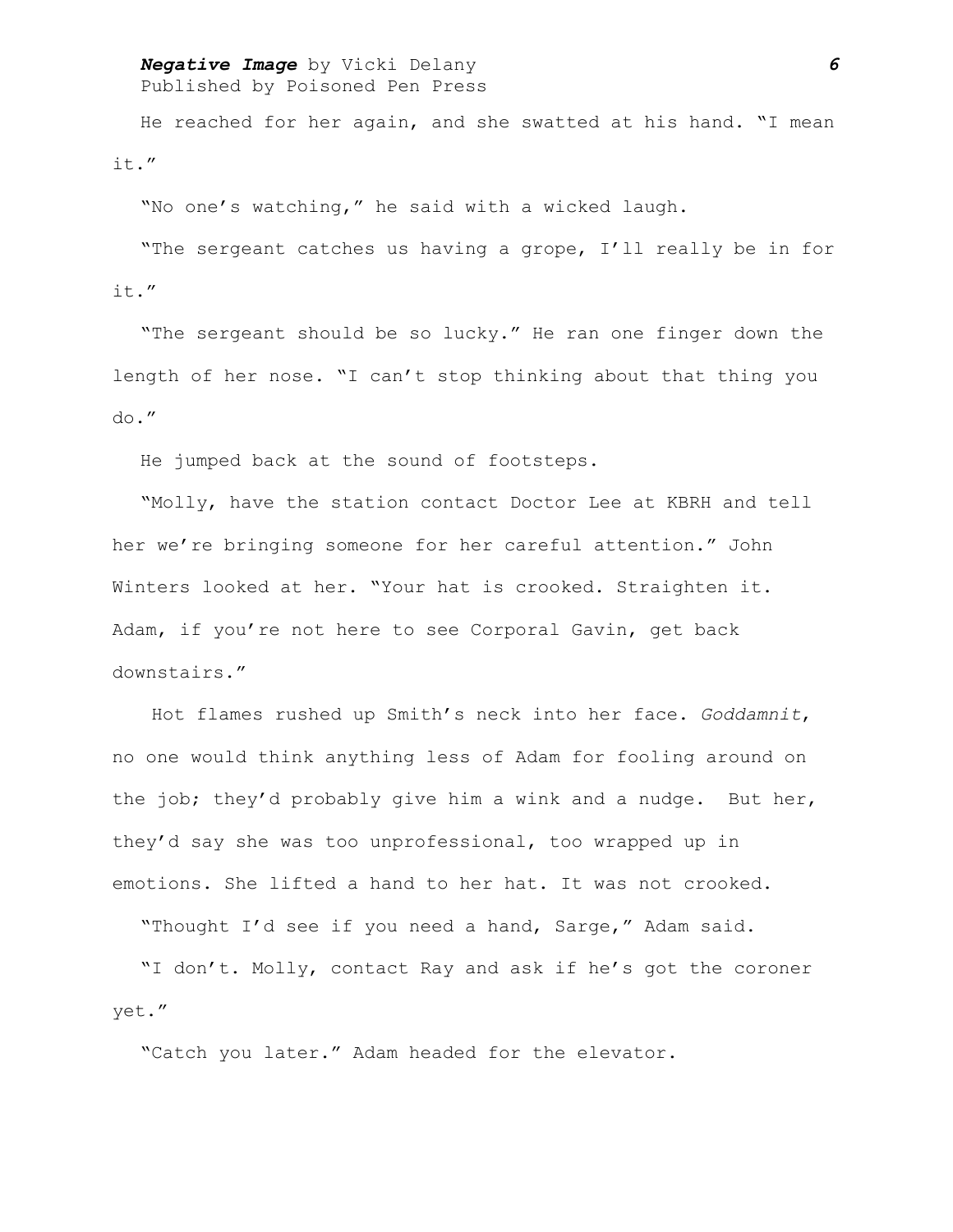He reached for her again, and she swatted at his hand. "I mean it."

"No one's watching," he said with a wicked laugh.

"The sergeant catches us having a grope, I'll really be in for it."

"The sergeant should be so lucky." He ran one finger down the length of her nose. "I can't stop thinking about that thing you do."

He jumped back at the sound of footsteps.

"Molly, have the station contact Doctor Lee at KBRH and tell her we're bringing someone for her careful attention." John Winters looked at her. "Your hat is crooked. Straighten it. Adam, if you're not here to see Corporal Gavin, get back downstairs."

Hot flames rushed up Smith's neck into her face. *Goddamnit*, no one would think anything less of Adam for fooling around on the job; they'd probably give him a wink and a nudge. But her, they'd say she was too unprofessional, too wrapped up in emotions. She lifted a hand to her hat. It was not crooked.

"Thought I'd see if you need a hand, Sarge," Adam said.

"I don't. Molly, contact Ray and ask if he's got the coroner yet."

"Catch you later." Adam headed for the elevator.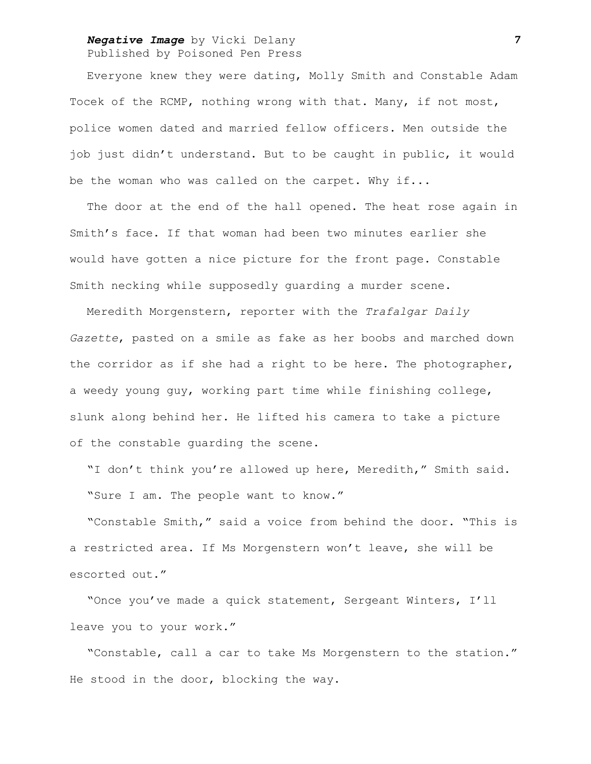Everyone knew they were dating, Molly Smith and Constable Adam Tocek of the RCMP, nothing wrong with that. Many, if not most, police women dated and married fellow officers. Men outside the job just didn't understand. But to be caught in public, it would be the woman who was called on the carpet. Why if...

The door at the end of the hall opened. The heat rose again in Smith's face. If that woman had been two minutes earlier she would have gotten a nice picture for the front page. Constable Smith necking while supposedly guarding a murder scene.

Meredith Morgenstern, reporter with the *Trafalgar Daily Gazette*, pasted on a smile as fake as her boobs and marched down the corridor as if she had a right to be here. The photographer, a weedy young guy, working part time while finishing college, slunk along behind her. He lifted his camera to take a picture of the constable guarding the scene.

"I don't think you're allowed up here, Meredith," Smith said.

"Sure I am. The people want to know."

"Constable Smith," said a voice from behind the door. "This is a restricted area. If Ms Morgenstern won't leave, she will be escorted out."

"Once you've made a quick statement, Sergeant Winters, I'll leave you to your work."

"Constable, call a car to take Ms Morgenstern to the station." He stood in the door, blocking the way.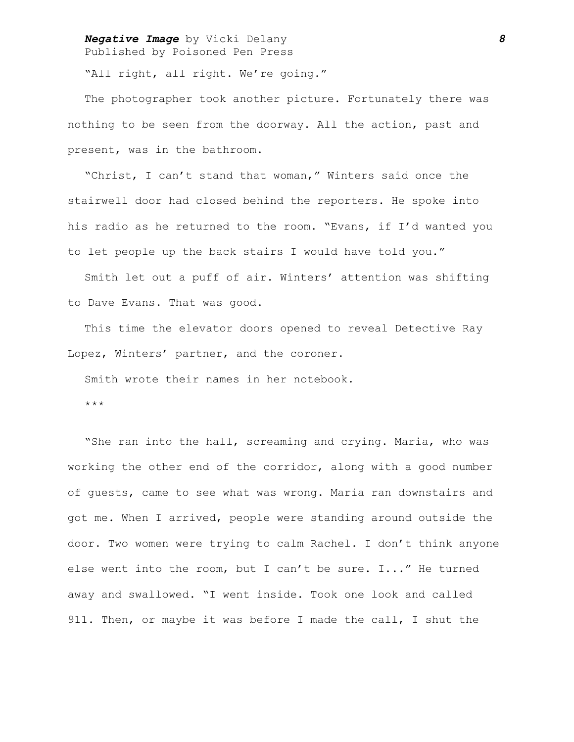"All right, all right. We're going."

The photographer took another picture. Fortunately there was nothing to be seen from the doorway. All the action, past and present, was in the bathroom.

"Christ, I can't stand that woman," Winters said once the stairwell door had closed behind the reporters. He spoke into his radio as he returned to the room. "Evans, if I'd wanted you to let people up the back stairs I would have told you."

Smith let out a puff of air. Winters' attention was shifting to Dave Evans. That was good.

This time the elevator doors opened to reveal Detective Ray Lopez, Winters' partner, and the coroner.

Smith wrote their names in her notebook.

***

"She ran into the hall, screaming and crying. Maria, who was working the other end of the corridor, along with a good number of guests, came to see what was wrong. Maria ran downstairs and got me. When I arrived, people were standing around outside the door. Two women were trying to calm Rachel. I don't think anyone else went into the room, but I can't be sure. I..." He turned away and swallowed. "I went inside. Took one look and called 911. Then, or maybe it was before I made the call, I shut the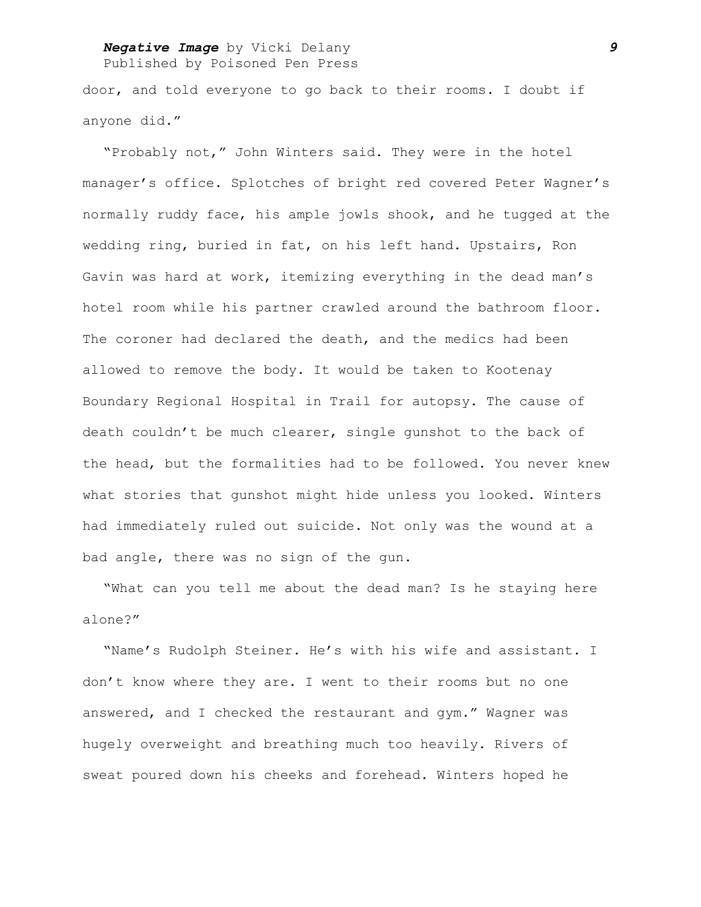door, and told everyone to go back to their rooms. I doubt if anyone did."

"Probably not," John Winters said. They were in the hotel manager's office. Splotches of bright red covered Peter Wagner's normally ruddy face, his ample jowls shook, and he tugged at the wedding ring, buried in fat, on his left hand. Upstairs, Ron Gavin was hard at work, itemizing everything in the dead man's hotel room while his partner crawled around the bathroom floor. The coroner had declared the death, and the medics had been allowed to remove the body. It would be taken to Kootenay Boundary Regional Hospital in Trail for autopsy. The cause of death couldn't be much clearer, single gunshot to the back of the head, but the formalities had to be followed. You never knew what stories that gunshot might hide unless you looked. Winters had immediately ruled out suicide. Not only was the wound at a bad angle, there was no sign of the gun.

"What can you tell me about the dead man? Is he staying here alone?"

"Name's Rudolph Steiner. He's with his wife and assistant. I don't know where they are. I went to their rooms but no one answered, and I checked the restaurant and gym." Wagner was hugely overweight and breathing much too heavily. Rivers of sweat poured down his cheeks and forehead. Winters hoped he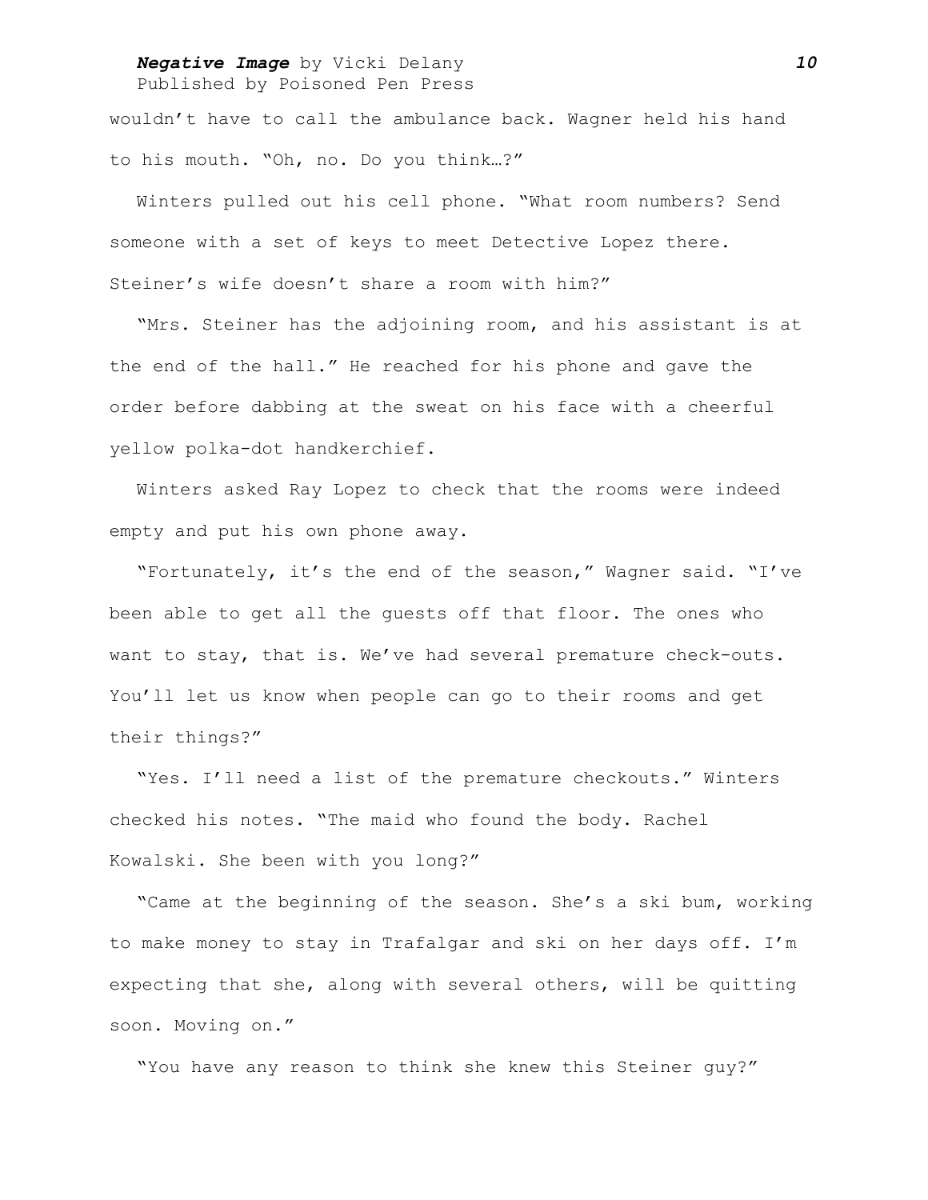wouldn't have to call the ambulance back. Wagner held his hand to his mouth. "Oh, no. Do you think…?"

Winters pulled out his cell phone. "What room numbers? Send someone with a set of keys to meet Detective Lopez there. Steiner's wife doesn't share a room with him?"

"Mrs. Steiner has the adjoining room, and his assistant is at the end of the hall." He reached for his phone and gave the order before dabbing at the sweat on his face with a cheerful yellow polka-dot handkerchief.

Winters asked Ray Lopez to check that the rooms were indeed empty and put his own phone away.

"Fortunately, it's the end of the season," Wagner said. "I've been able to get all the guests off that floor. The ones who want to stay, that is. We've had several premature check-outs. You'll let us know when people can go to their rooms and get their things?"

"Yes. I'll need a list of the premature checkouts." Winters checked his notes. "The maid who found the body. Rachel Kowalski. She been with you long?"

"Came at the beginning of the season. She's a ski bum, working to make money to stay in Trafalgar and ski on her days off. I'm expecting that she, along with several others, will be quitting soon. Moving on."

"You have any reason to think she knew this Steiner guy?"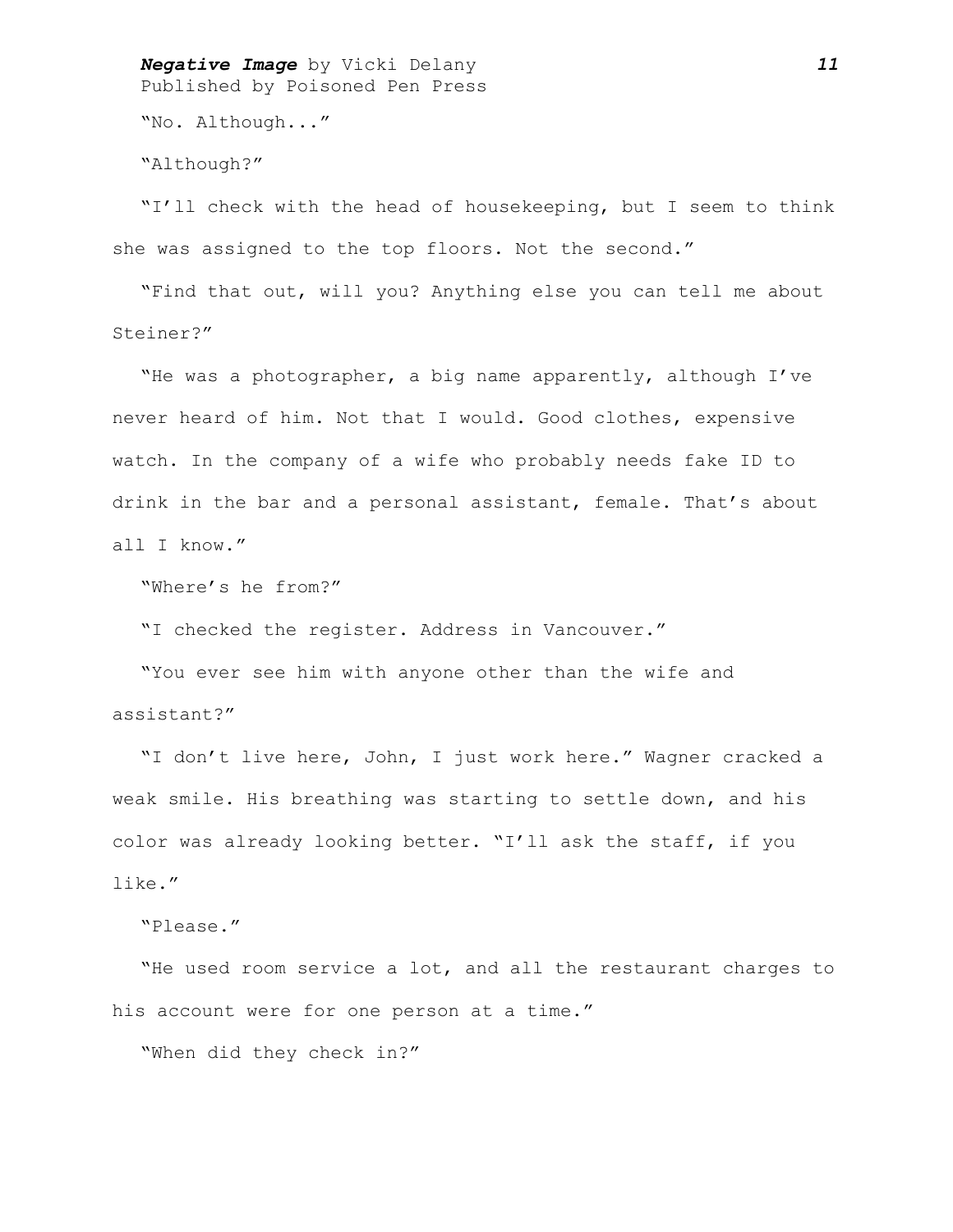"No. Although..."

"Although?"

"I'll check with the head of housekeeping, but I seem to think she was assigned to the top floors. Not the second."

"Find that out, will you? Anything else you can tell me about Steiner?"

"He was a photographer, a big name apparently, although I've never heard of him. Not that I would. Good clothes, expensive watch. In the company of a wife who probably needs fake ID to drink in the bar and a personal assistant, female. That's about all I know."

"Where's he from?"

"I checked the register. Address in Vancouver."

"You ever see him with anyone other than the wife and assistant?"

"I don't live here, John, I just work here." Wagner cracked a weak smile. His breathing was starting to settle down, and his color was already looking better. "I'll ask the staff, if you like."

"Please."

"He used room service a lot, and all the restaurant charges to his account were for one person at a time."

"When did they check in?"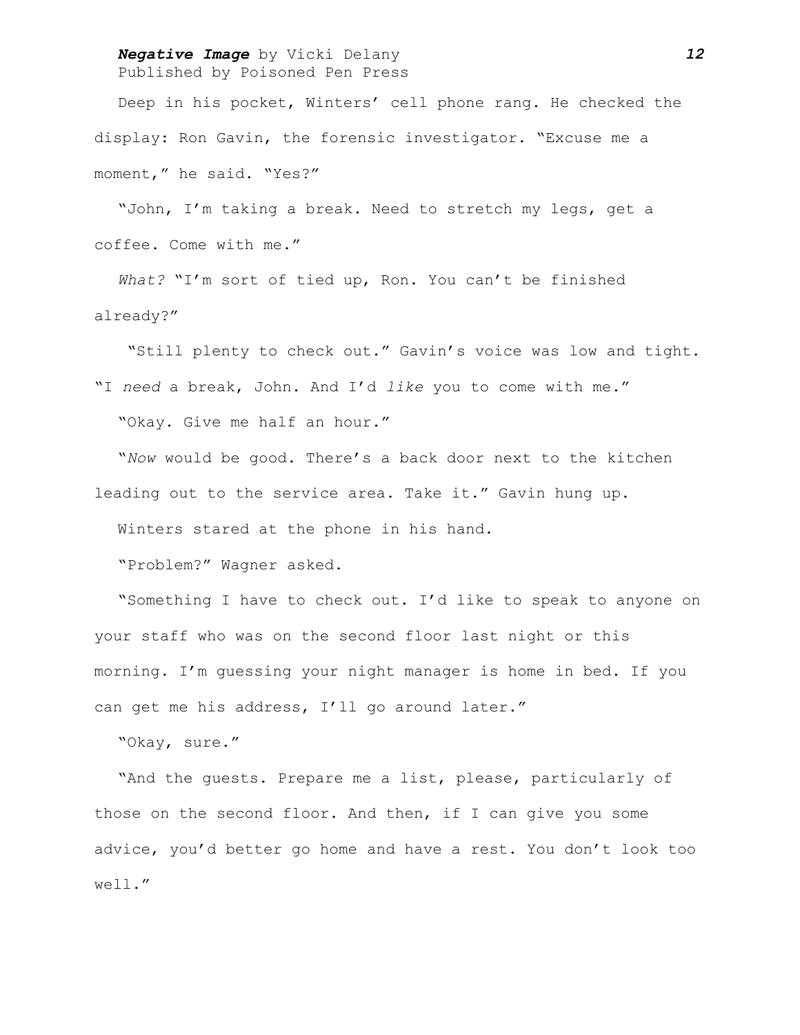Deep in his pocket, Winters' cell phone rang. He checked the display: Ron Gavin, the forensic investigator. "Excuse me a moment," he said. "Yes?"

"John, I'm taking a break. Need to stretch my legs, get a coffee. Come with me."

*What?* "I'm sort of tied up, Ron. You can't be finished already?"

"Still plenty to check out." Gavin's voice was low and tight. "I *need* a break, John. And I'd *like* you to come with me."

"Okay. Give me half an hour."

"*Now* would be good. There's a back door next to the kitchen leading out to the service area. Take it." Gavin hung up.

Winters stared at the phone in his hand.

"Problem?" Wagner asked.

"Something I have to check out. I'd like to speak to anyone on your staff who was on the second floor last night or this morning. I'm guessing your night manager is home in bed. If you can get me his address, I'll go around later."

"Okay, sure."

"And the guests. Prepare me a list, please, particularly of those on the second floor. And then, if I can give you some advice, you'd better go home and have a rest. You don't look too well."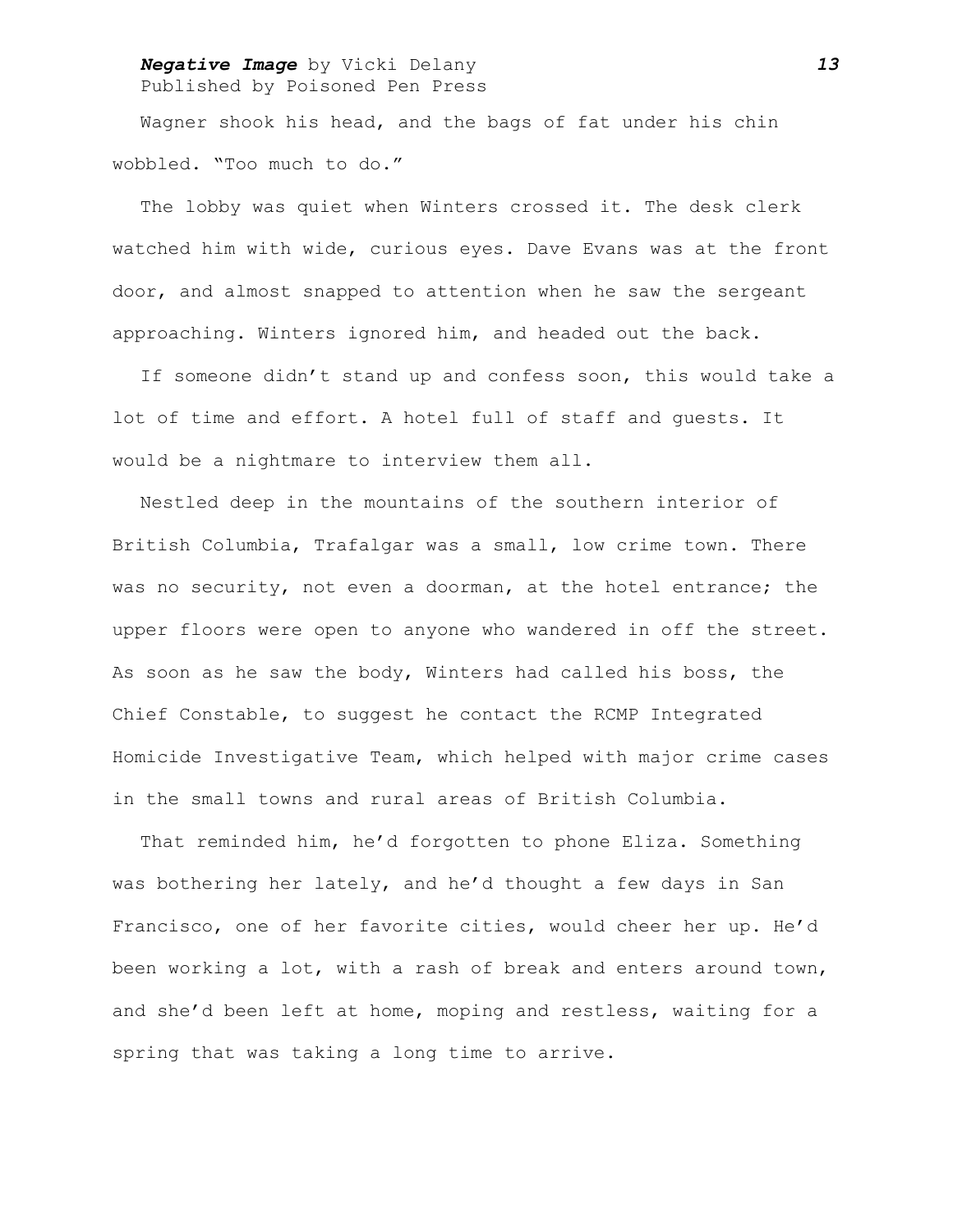Wagner shook his head, and the bags of fat under his chin wobbled. “Too much to do.”

The lobby was quiet when Winters crossed it. The desk clerk watched him with wide, curious eyes. Dave Evans was at the front door, and almost snapped to attention when he saw the sergeant approaching. Winters ignored him, and headed out the back.

If someone didn’t stand up and confess soon, this would take a lot of time and effort. A hotel full of staff and guests. It would be a nightmare to interview them all.

Nestled deep in the mountains of the southern interior of British Columbia, Trafalgar was a small, low crime town. There was no security, not even a doorman, at the hotel entrance; the upper floors were open to anyone who wandered in off the street. As soon as he saw the body, Winters had called his boss, the Chief Constable, to suggest he contact the RCMP Integrated Homicide Investigative Team, which helped with major crime cases in the small towns and rural areas of British Columbia.

That reminded him, he’d forgotten to phone Eliza. Something was bothering her lately, and he’d thought a few days in San Francisco, one of her favorite cities, would cheer her up. He’d been working a lot, with a rash of break and enters around town, and she’d been left at home, moping and restless, waiting for a spring that was taking a long time to arrive.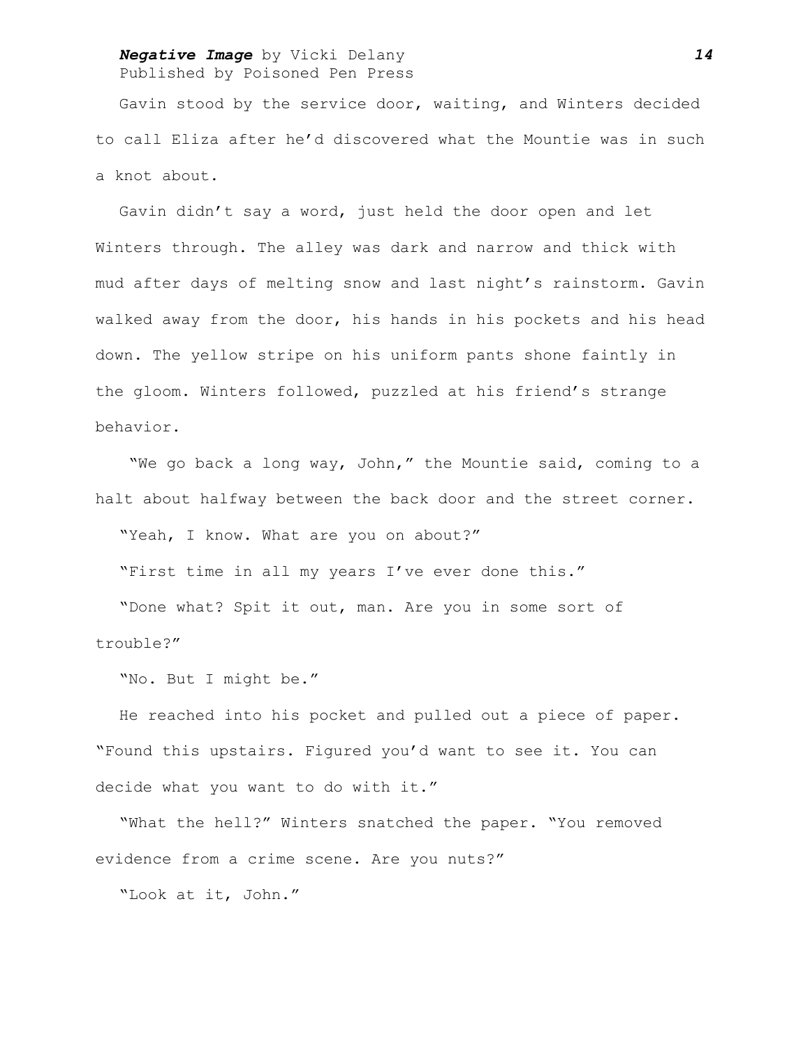Gavin stood by the service door, waiting, and Winters decided to call Eliza after he'd discovered what the Mountie was in such a knot about.

Gavin didn't say a word, just held the door open and let Winters through. The alley was dark and narrow and thick with mud after days of melting snow and last night's rainstorm. Gavin walked away from the door, his hands in his pockets and his head down. The yellow stripe on his uniform pants shone faintly in the gloom. Winters followed, puzzled at his friend's strange behavior.

"We go back a long way, John," the Mountie said, coming to a halt about halfway between the back door and the street corner.

"Yeah, I know. What are you on about?"

"First time in all my years I've ever done this."

"Done what? Spit it out, man. Are you in some sort of trouble?"

"No. But I might be."

He reached into his pocket and pulled out a piece of paper. "Found this upstairs. Figured you'd want to see it. You can decide what you want to do with it."

"What the hell?" Winters snatched the paper. "You removed evidence from a crime scene. Are you nuts?"

"Look at it, John."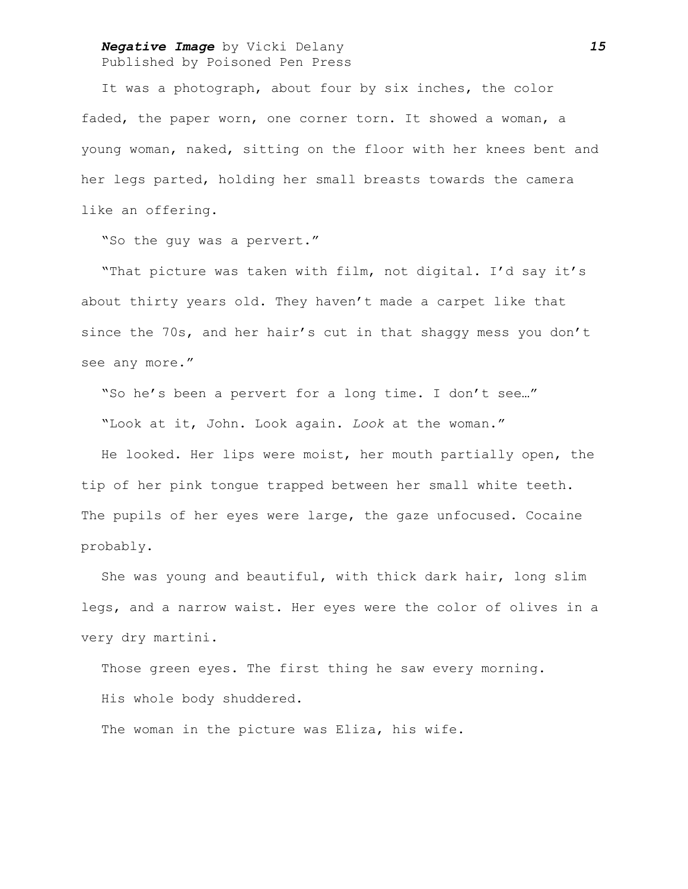It was a photograph, about four by six inches, the color faded, the paper worn, one corner torn. It showed a woman, a young woman, naked, sitting on the floor with her knees bent and her legs parted, holding her small breasts towards the camera like an offering.

"So the guy was a pervert."

"That picture was taken with film, not digital. I'd say it's about thirty years old. They haven't made a carpet like that since the 70s, and her hair's cut in that shaggy mess you don't see any more."

"So he's been a pervert for a long time. I don't see…"

"Look at it, John. Look again. *Look* at the woman."

He looked. Her lips were moist, her mouth partially open, the tip of her pink tongue trapped between her small white teeth. The pupils of her eyes were large, the gaze unfocused. Cocaine probably.

She was young and beautiful, with thick dark hair, long slim legs, and a narrow waist. Her eyes were the color of olives in a very dry martini.

Those green eyes. The first thing he saw every morning.

His whole body shuddered.

The woman in the picture was Eliza, his wife.